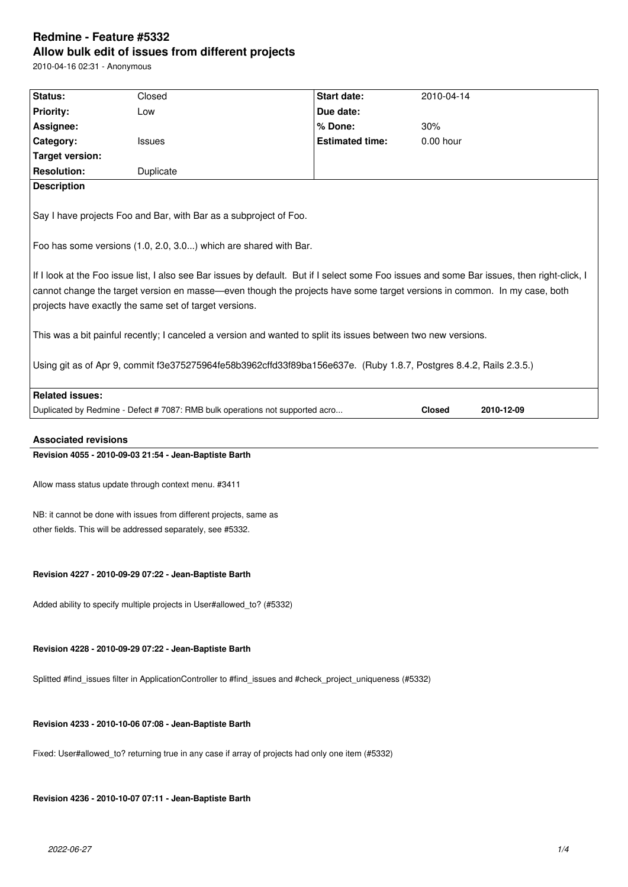# Redmine - Feature #5332

## Allow bulk edit of issues from different projects

2010-04-16 02:31 - Anonymous

| | | | |
|---|---|---|---|
| **Status:** | Closed | **Start date:** | 2010-04-14 |
| **Priority:** | Low | **Due date:** | |
| **Assignee:** | | **% Done:** | 30% |
| **Category:** | Issues | **Estimated time:** | 0.00 hour |
| **Target version:** | | | |
| **Resolution:** | Duplicate | | |

**Description**

Say I have projects Foo and Bar, with Bar as a subproject of Foo.

Foo has some versions (1.0, 2.0, 3.0...) which are shared with Bar.

If I look at the Foo issue list, I also see Bar issues by default. But if I select some Foo issues and some Bar issues, then right-click, I cannot change the target version en masse—even though the projects have some target versions in common. In my case, both projects have exactly the same set of target versions.

This was a bit painful recently; I canceled a version and wanted to split its issues between two new versions.

Using git as of Apr 9, commit f3e375275964fe58b3962cffd33f89ba156e637e. (Ruby 1.8.7, Postgres 8.4.2, Rails 2.3.5.)

**Related issues:**

| | | |
|---|---|---|
| Duplicated by Redmine - Defect # 7087: RMB bulk operations not supported acro... | **Closed** | **2010-12-09** |

### Associated revisions

**Revision 4055 - 2010-09-03 21:54 - Jean-Baptiste Barth**

Allow mass status update through context menu. #3411

NB: it cannot be done with issues from different projects, same as other fields. This will be addressed separately, see #5332.

**Revision 4227 - 2010-09-29 07:22 - Jean-Baptiste Barth**

Added ability to specify multiple projects in User#allowed_to? (#5332)

**Revision 4228 - 2010-09-29 07:22 - Jean-Baptiste Barth**

Splitted #find_issues filter in ApplicationController to #find_issues and #check_project_uniqueness (#5332)

**Revision 4233 - 2010-10-06 07:08 - Jean-Baptiste Barth**

Fixed: User#allowed_to? returning true in any case if array of projects had only one item (#5332)

**Revision 4236 - 2010-10-07 07:11 - Jean-Baptiste Barth**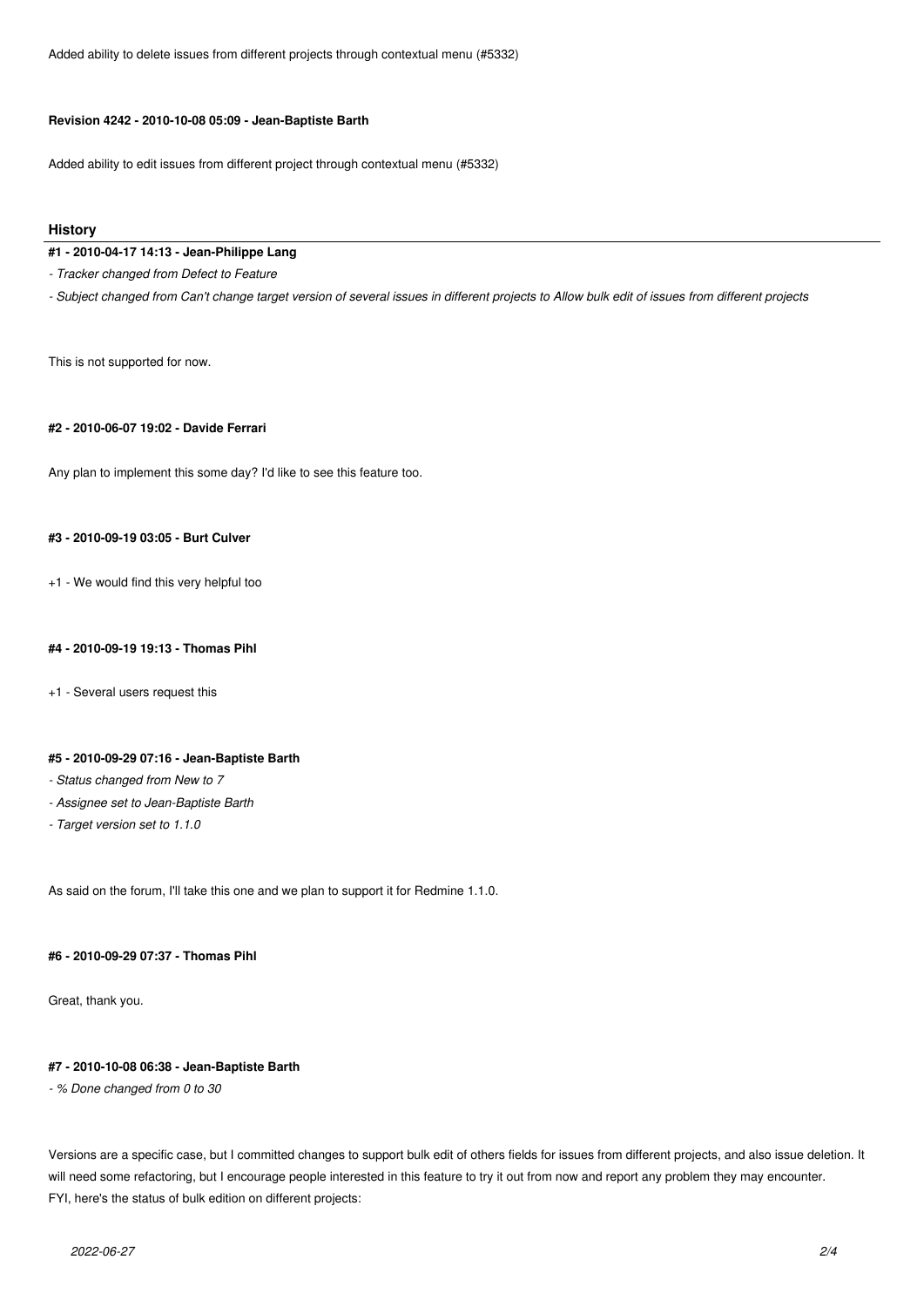Added ability to delete issues from different projects through contextual menu (#5332)

#### Revision 4242 - 2010-10-08 05:09 - Jean-Baptiste Barth

Added ability to edit issues from different project through contextual menu (#5332)

## History

#### #1 - 2010-04-17 14:13 - Jean-Philippe Lang

- *Tracker changed from Defect to Feature*
- *Subject changed from Can't change target version of several issues in different projects to Allow bulk edit of issues from different projects*

This is not supported for now.

#### #2 - 2010-06-07 19:02 - Davide Ferrari

Any plan to implement this some day? I'd like to see this feature too.

#### #3 - 2010-09-19 03:05 - Burt Culver

+1 - We would find this very helpful too

#### #4 - 2010-09-19 19:13 - Thomas Pihl

+1 - Several users request this

#### #5 - 2010-09-29 07:16 - Jean-Baptiste Barth

- *Status changed from New to 7*
- *Assignee set to Jean-Baptiste Barth*
- *Target version set to 1.1.0*

As said on the forum, I'll take this one and we plan to support it for Redmine 1.1.0.

#### #6 - 2010-09-29 07:37 - Thomas Pihl

Great, thank you.

#### #7 - 2010-10-08 06:38 - Jean-Baptiste Barth

- *% Done changed from 0 to 30*

Versions are a specific case, but I committed changes to support bulk edit of others fields for issues from different projects, and also issue deletion. It will need some refactoring, but I encourage people interested in this feature to try it out from now and report any problem they may encounter.
FYI, here's the status of bulk edition on different projects: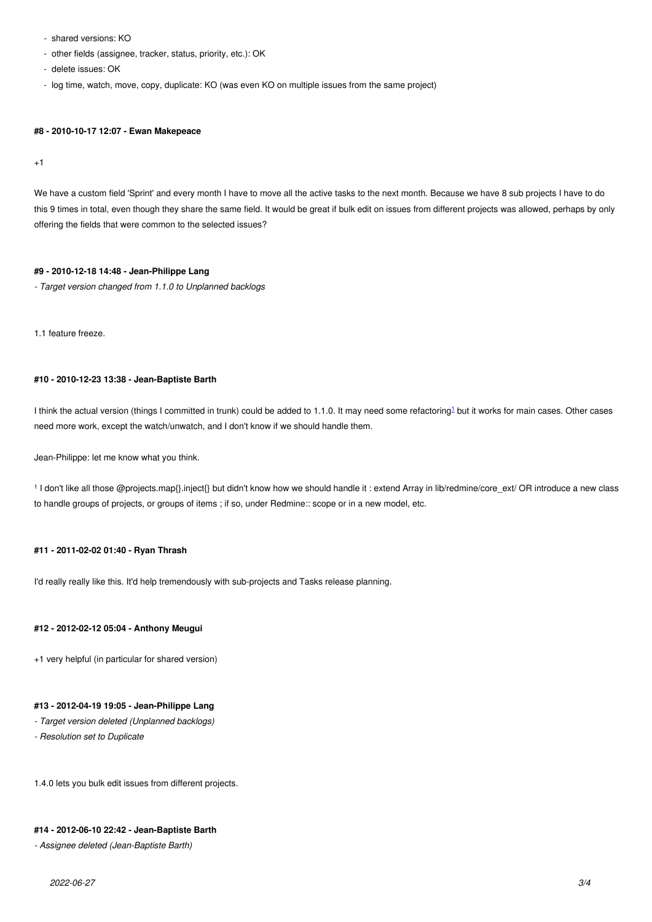- shared versions: KO
- other fields (assignee, tracker, status, priority, etc.): OK
- delete issues: OK
- log time, watch, move, copy, duplicate: KO (was even KO on multiple issues from the same project)

#### #8 - 2010-10-17 12:07 - Ewan Makepeace

+1

We have a custom field 'Sprint' and every month I have to move all the active tasks to the next month. Because we have 8 sub projects I have to do this 9 times in total, even though they share the same field. It would be great if bulk edit on issues from different projects was allowed, perhaps by only offering the fields that were common to the selected issues?

#### #9 - 2010-12-18 14:48 - Jean-Philippe Lang

*- Target version changed from 1.1.0 to Unplanned backlogs*

1.1 feature freeze.

#### #10 - 2010-12-23 13:38 - Jean-Baptiste Barth

I think the actual version (things I committed in trunk) could be added to 1.1.0. It may need some refactoring[1] but it works for main cases. Other cases need more work, except the watch/unwatch, and I don't know if we should handle them.

Jean-Philippe: let me know what you think.

[1] I don't like all those @projects.map{}.inject{} but didn't know how we should handle it : extend Array in lib/redmine/core_ext/ OR introduce a new class to handle groups of projects, or groups of items ; if so, under Redmine:: scope or in a new model, etc.

#### #11 - 2011-02-02 01:40 - Ryan Thrash

I'd really really like this. It'd help tremendously with sub-projects and Tasks release planning.

#### #12 - 2012-02-12 05:04 - Anthony Meugui

+1 very helpful (in particular for shared version)

#### #13 - 2012-04-19 19:05 - Jean-Philippe Lang

*- Target version deleted (Unplanned backlogs)*
*- Resolution set to Duplicate*

1.4.0 lets you bulk edit issues from different projects.

#### #14 - 2012-06-10 22:42 - Jean-Baptiste Barth

*- Assignee deleted (Jean-Baptiste Barth)*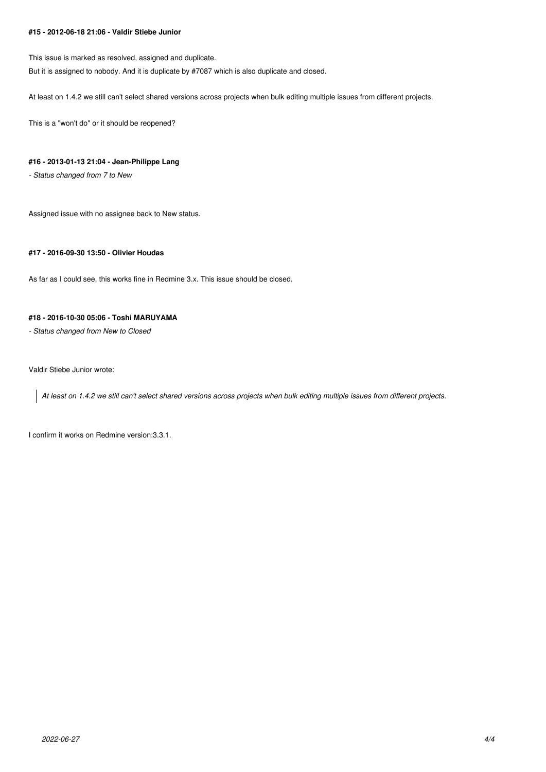#### #15 - 2012-06-18 21:06 - Valdir Stiebe Junior

This issue is marked as resolved, assigned and duplicate.
But it is assigned to nobody. And it is duplicate by #7087 which is also duplicate and closed.

At least on 1.4.2 we still can't select shared versions across projects when bulk editing multiple issues from different projects.

This is a "won't do" or it should be reopened?

#### #16 - 2013-01-13 21:04 - Jean-Philippe Lang

*- Status changed from 7 to New*

Assigned issue with no assignee back to New status.

#### #17 - 2016-09-30 13:50 - Olivier Houdas

As far as I could see, this works fine in Redmine 3.x. This issue should be closed.

#### #18 - 2016-10-30 05:06 - Toshi MARUYAMA

*- Status changed from New to Closed*

Valdir Stiebe Junior wrote:

> *At least on 1.4.2 we still can't select shared versions across projects when bulk editing multiple issues from different projects.*

I confirm it works on Redmine version:3.3.1.